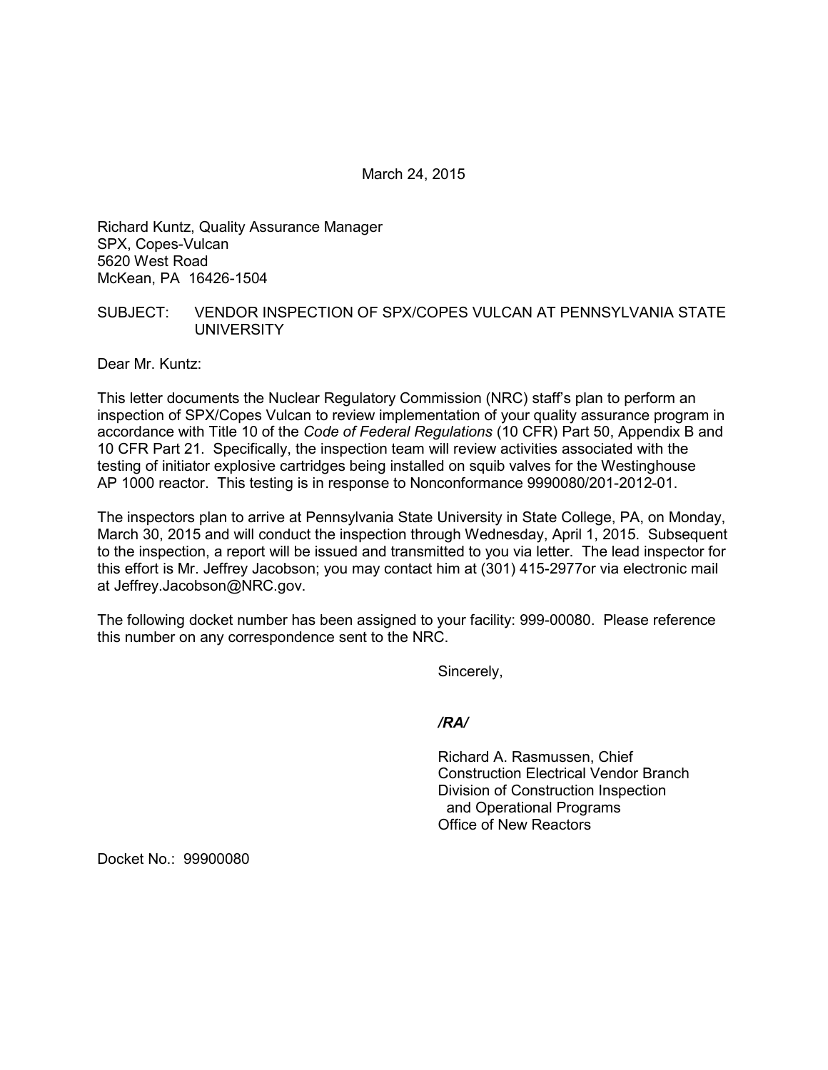March 24, 2015

Richard Kuntz, Quality Assurance Manager  
SPX, Copes-Vulcan  
5620 West Road  
McKean, PA 16426-1504

SUBJECT: VENDOR INSPECTION OF SPX/COPES VULCAN AT PENNSYLVANIA STATE UNIVERSITY

Dear Mr. Kuntz:

This letter documents the Nuclear Regulatory Commission (NRC) staff's plan to perform an inspection of SPX/Copes Vulcan to review implementation of your quality assurance program in accordance with Title 10 of the *Code of Federal Regulations* (10 CFR) Part 50, Appendix B and 10 CFR Part 21. Specifically, the inspection team will review activities associated with the testing of initiator explosive cartridges being installed on squib valves for the Westinghouse AP 1000 reactor. This testing is in response to Nonconformance 9990080/201-2012-01.

The inspectors plan to arrive at Pennsylvania State University in State College, PA, on Monday, March 30, 2015 and will conduct the inspection through Wednesday, April 1, 2015. Subsequent to the inspection, a report will be issued and transmitted to you via letter. The lead inspector for this effort is Mr. Jeffrey Jacobson; you may contact him at (301) 415-2977or via electronic mail at Jeffrey.Jacobson@NRC.gov.

The following docket number has been assigned to your facility: 999-00080. Please reference this number on any correspondence sent to the NRC.

Sincerely,

***/RA/***

Richard A. Rasmussen, Chief  
Construction Electrical Vendor Branch  
Division of Construction Inspection  
and Operational Programs  
Office of New Reactors

Docket No.: 99900080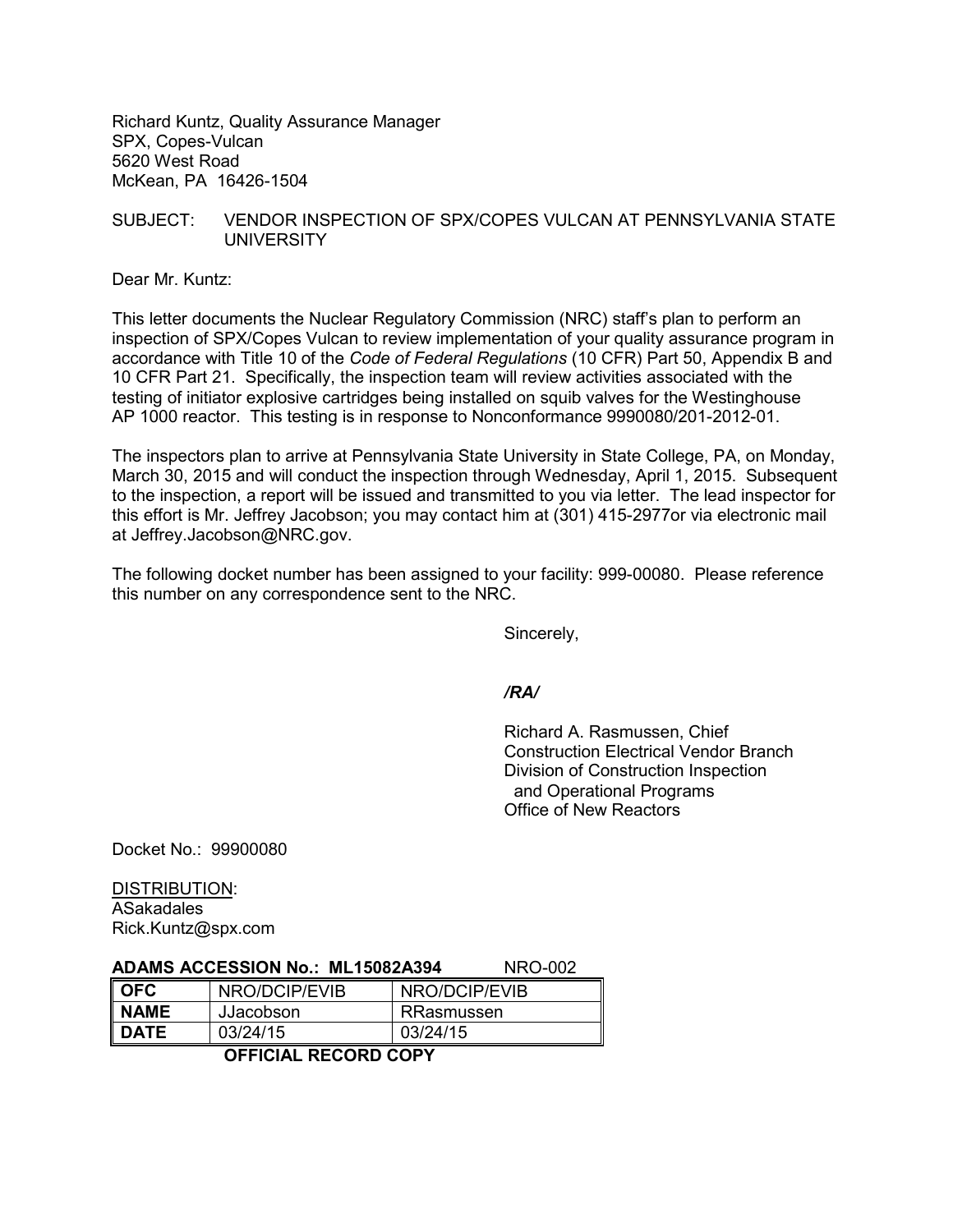Richard Kuntz, Quality Assurance Manager
SPX, Copes-Vulcan
5620 West Road
McKean, PA 16426-1504

SUBJECT: VENDOR INSPECTION OF SPX/COPES VULCAN AT PENNSYLVANIA STATE UNIVERSITY

Dear Mr. Kuntz:

This letter documents the Nuclear Regulatory Commission (NRC) staff's plan to perform an inspection of SPX/Copes Vulcan to review implementation of your quality assurance program in accordance with Title 10 of the *Code of Federal Regulations* (10 CFR) Part 50, Appendix B and 10 CFR Part 21. Specifically, the inspection team will review activities associated with the testing of initiator explosive cartridges being installed on squib valves for the Westinghouse AP 1000 reactor. This testing is in response to Nonconformance 9990080/201-2012-01.

The inspectors plan to arrive at Pennsylvania State University in State College, PA, on Monday, March 30, 2015 and will conduct the inspection through Wednesday, April 1, 2015. Subsequent to the inspection, a report will be issued and transmitted to you via letter. The lead inspector for this effort is Mr. Jeffrey Jacobson; you may contact him at (301) 415-2977or via electronic mail at Jeffrey.Jacobson@NRC.gov.

The following docket number has been assigned to your facility: 999-00080. Please reference this number on any correspondence sent to the NRC.

Sincerely,

***/RA/***

Richard A. Rasmussen, Chief
Construction Electrical Vendor Branch
Division of Construction Inspection
and Operational Programs
Office of New Reactors

Docket No.: 99900080

DISTRIBUTION:
ASakadales
Rick.Kuntz@spx.com

**ADAMS ACCESSION No.: ML15082A394** NRO-002

| **OFC** | NRO/DCIP/EVIB | NRO/DCIP/EVIB |
|---|---|---|
| **NAME** | JJacobson | RRasmussen |
| **DATE** | 03/24/15 | 03/24/15 |

**OFFICIAL RECORD COPY**